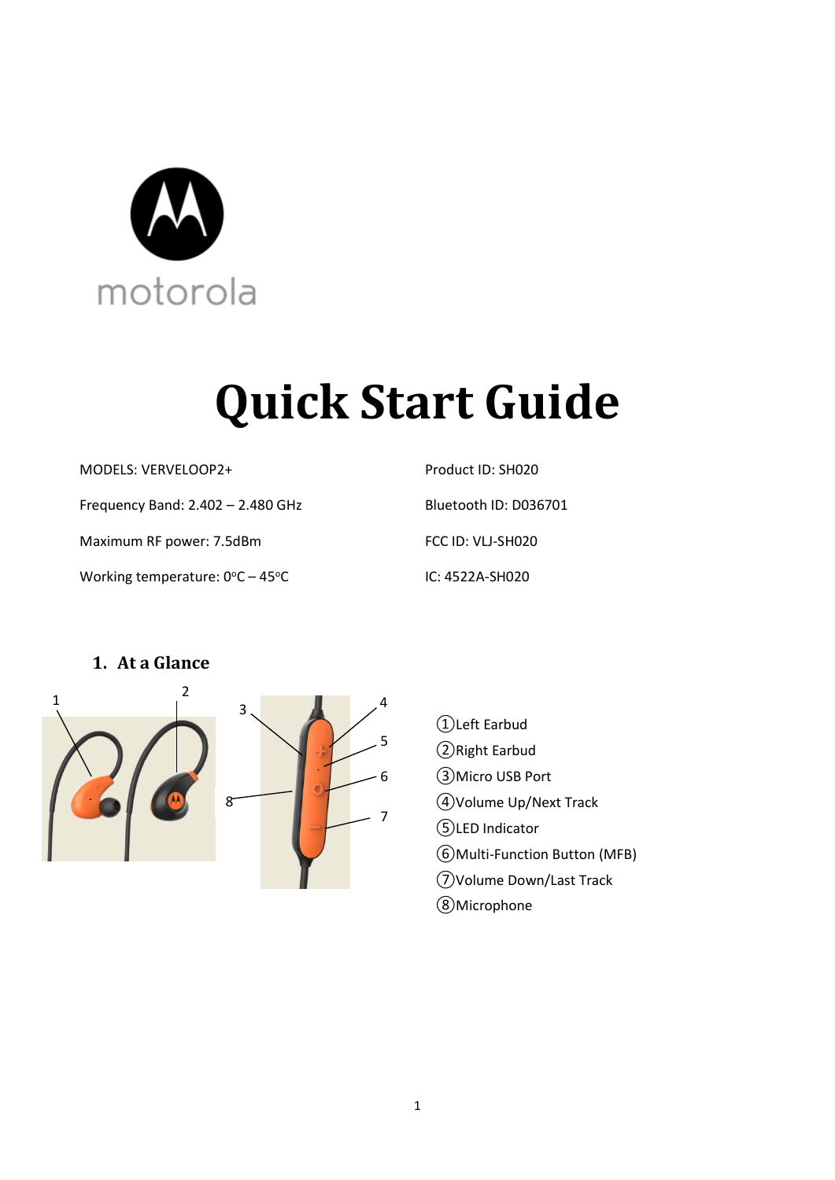motorola

# Quick Start Guide

MODELS: VERVELOOP2+

Frequency Band: 2.402 – 2.480 GHz

Maximum RF power: 7.5dBm

Working temperature: 0ºC – 45ºC

Product ID: SH020

Bluetooth ID: D036701

FCC ID: VLJ-SH020

IC: 4522A-SH020

## 1. At a Glance

①Left Earbud

②Right Earbud

③Micro USB Port

④Volume Up/Next Track

⑤LED Indicator

⑥Multi-Function Button (MFB)

⑦Volume Down/Last Track

⑧Microphone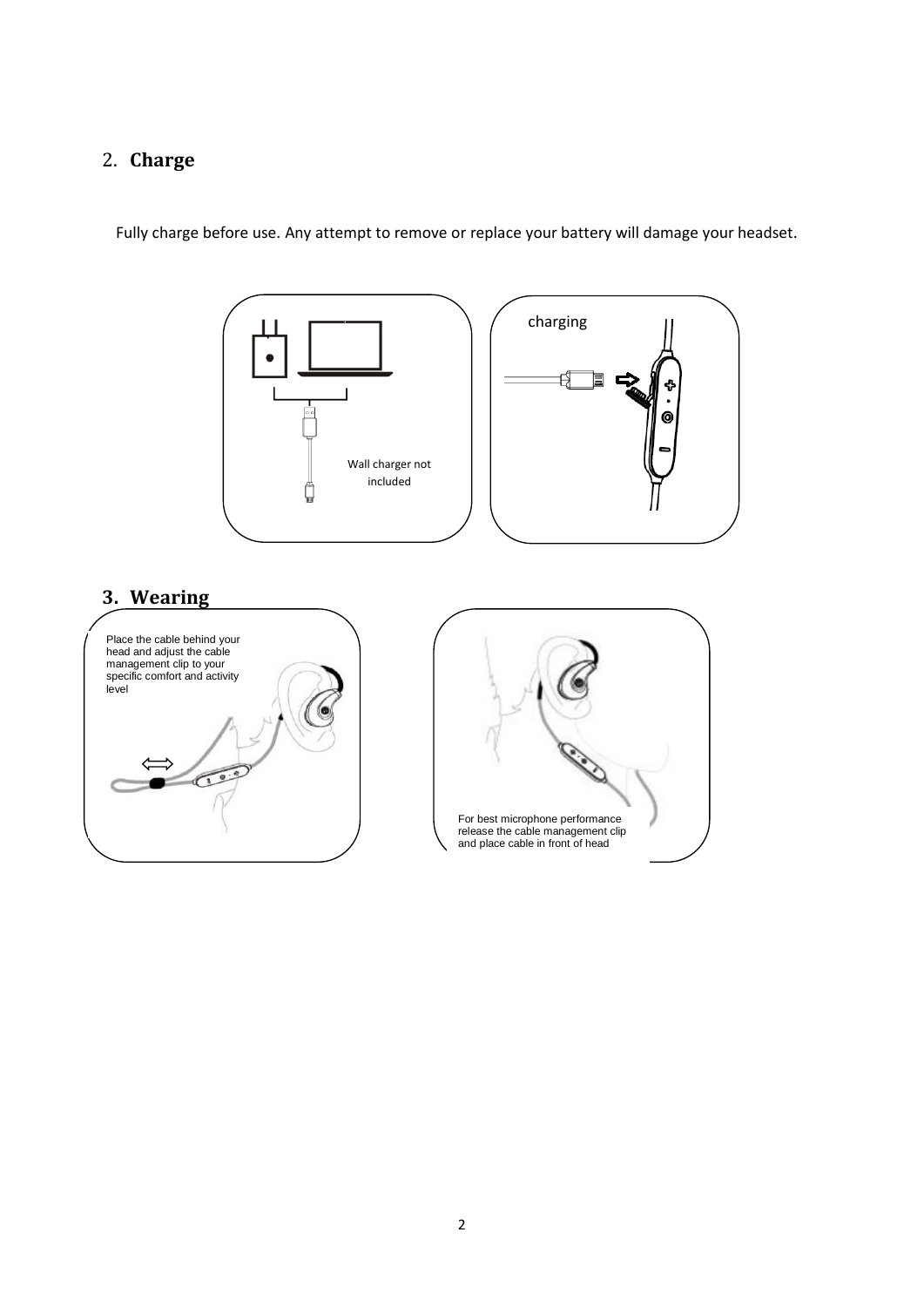## 2. Charge

Fully charge before use. Any attempt to remove or replace your battery will damage your headset.

Wall charger not included

charging

## 3. Wearing

Place the cable behind your head and adjust the cable management clip to your specific comfort and activity level

For best microphone performance release the cable management clip and place cable in front of head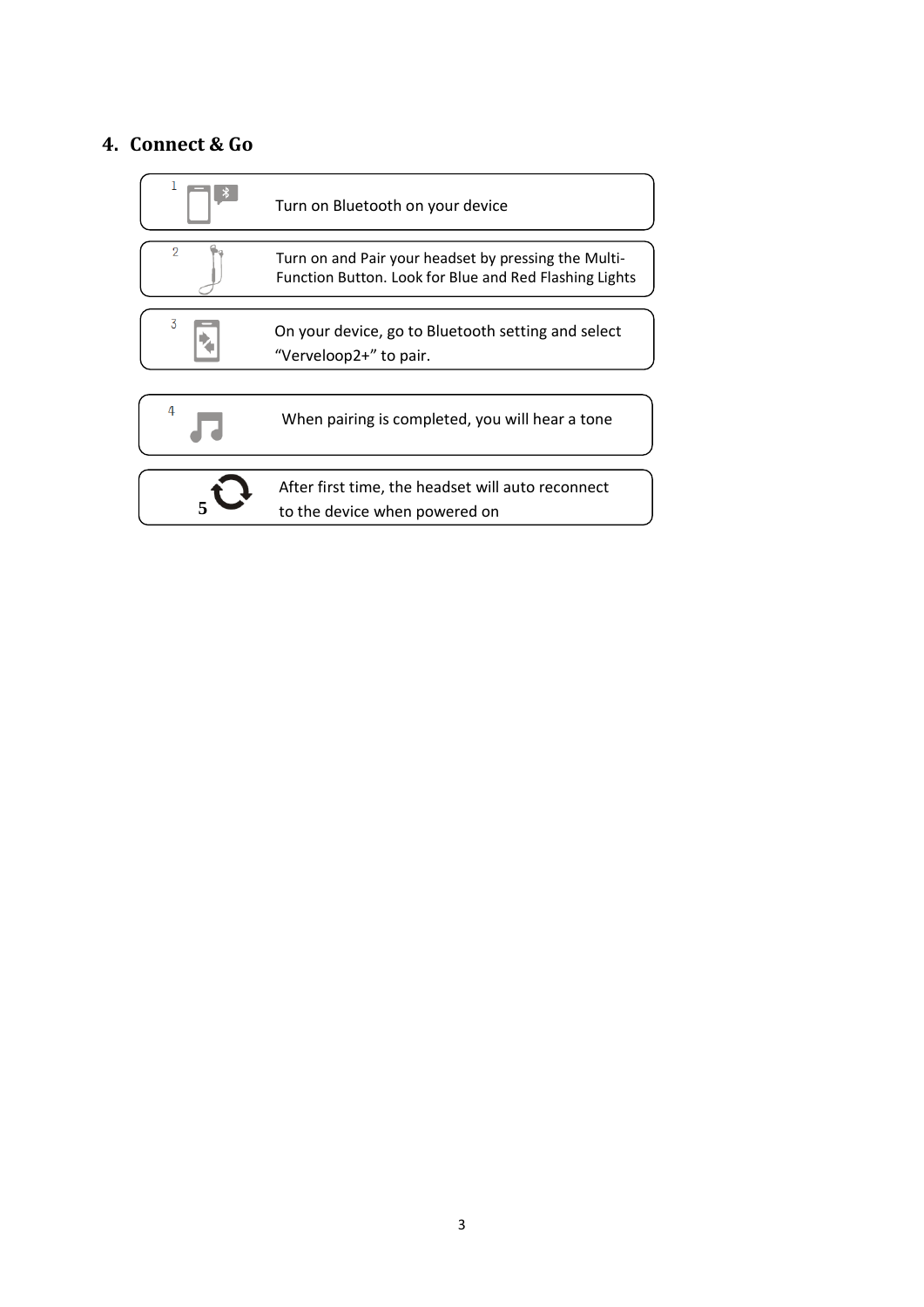## 4. Connect & Go

1. Turn on Bluetooth on your device
2. Turn on and Pair your headset by pressing the Multi-Function Button. Look for Blue and Red Flashing Lights
3. On your device, go to Bluetooth setting and select "Verveloop2+" to pair.
4. When pairing is completed, you will hear a tone
5. After first time, the headset will auto reconnect to the device when powered on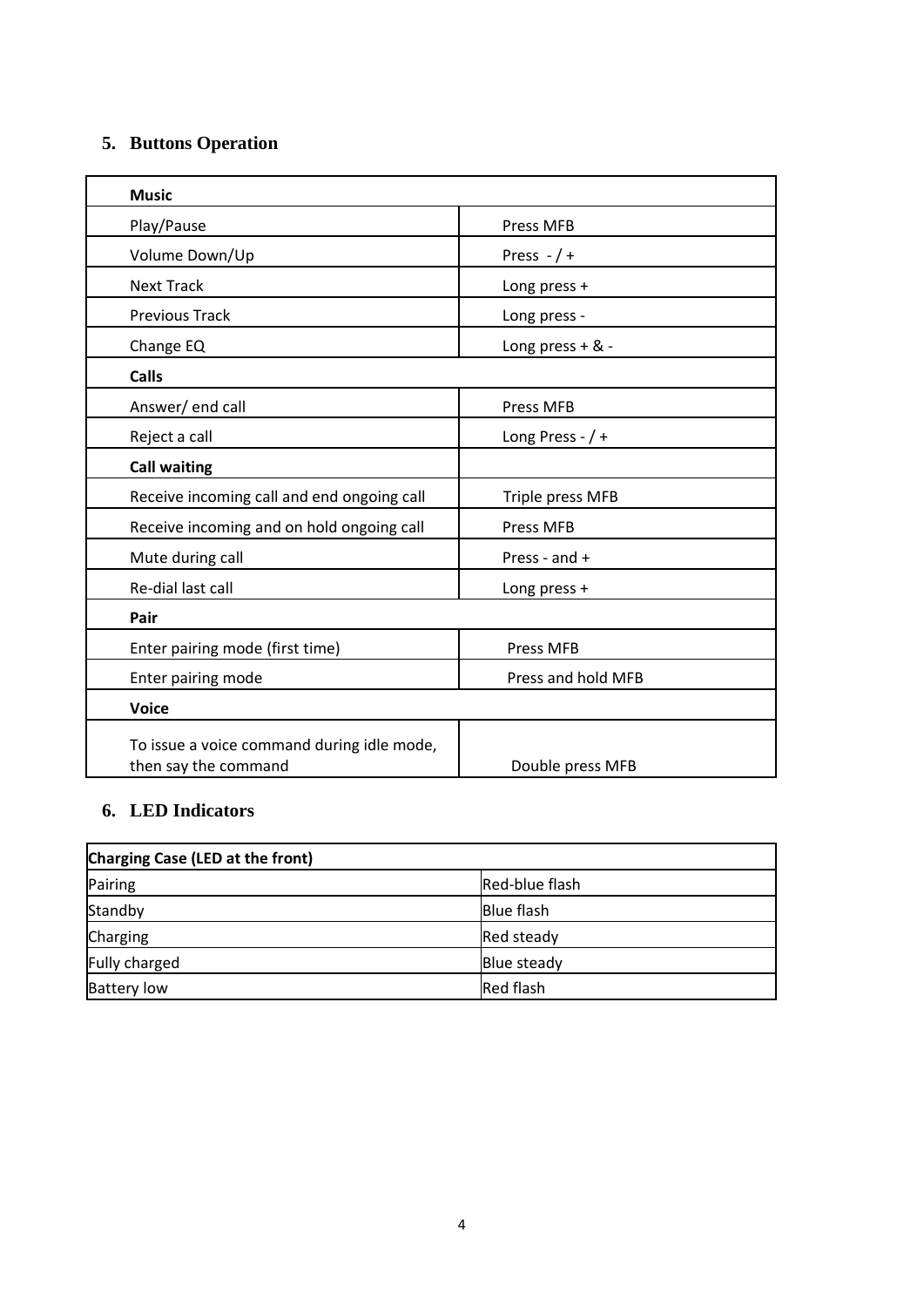## 5. Buttons Operation

| **Music** | |
|---|---|
| Play/Pause | Press MFB |
| Volume Down/Up | Press - / + |
| Next Track | Long press + |
| Previous Track | Long press - |
| Change EQ | Long press + & - |
| **Calls** | |
| Answer/ end call | Press MFB |
| Reject a call | Long Press - / + |
| **Call waiting** | |
| Receive incoming call and end ongoing call | Triple press MFB |
| Receive incoming and on hold ongoing call | Press MFB |
| Mute during call | Press - and + |
| Re-dial last call | Long press + |
| **Pair** | |
| Enter pairing mode (first time) | Press MFB |
| Enter pairing mode | Press and hold MFB |
| **Voice** | |
| To issue a voice command during idle mode, then say the command | Double press MFB |

## 6. LED Indicators

| **Charging Case (LED at the front)** | |
|---|---|
| Pairing | Red-blue flash |
| Standby | Blue flash |
| Charging | Red steady |
| Fully charged | Blue steady |
| Battery low | Red flash |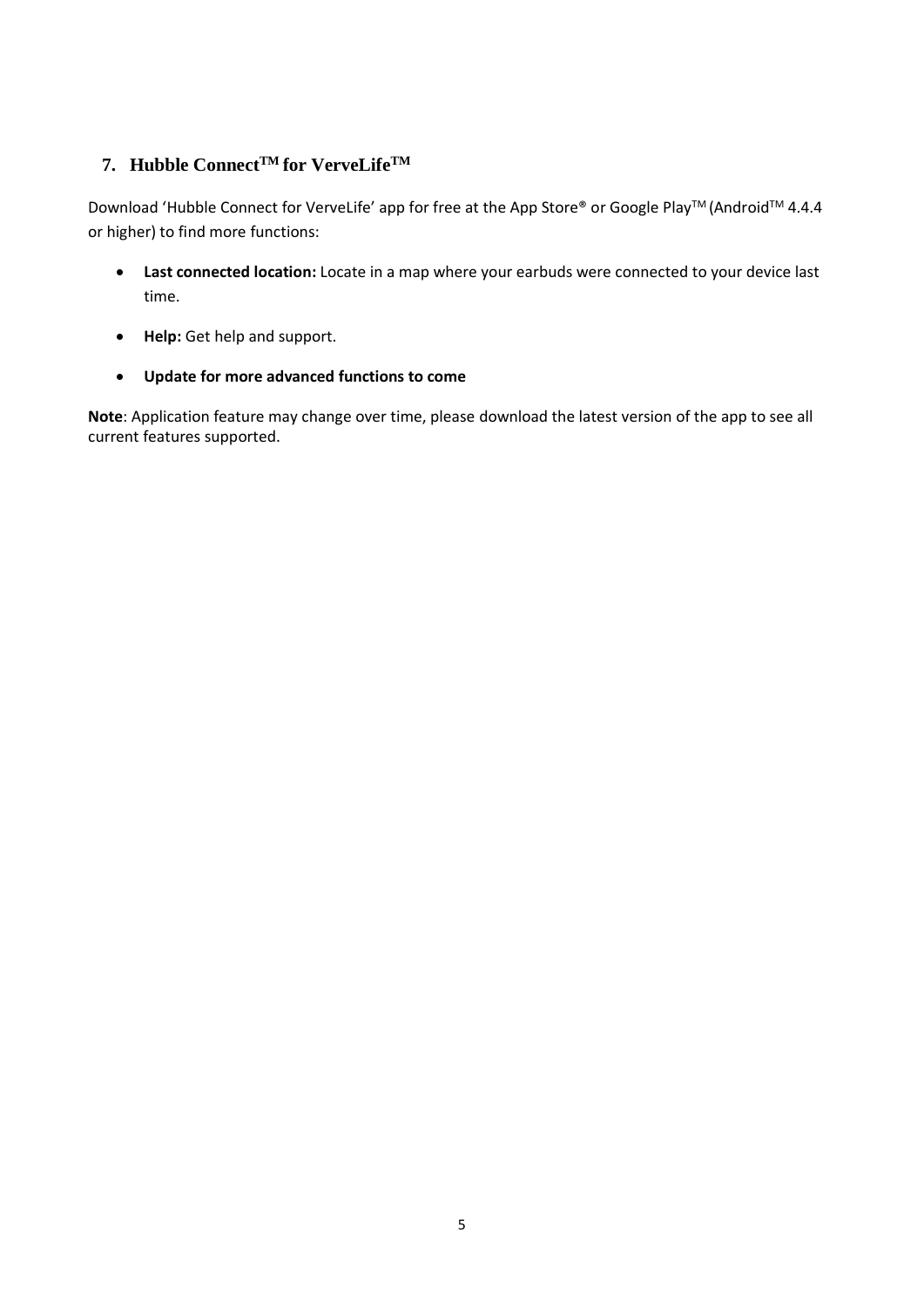## 7. Hubble Connect™ for VerveLife™

Download 'Hubble Connect for VerveLife' app for free at the App Store® or Google Play™ (Android™ 4.4.4 or higher) to find more functions:

- **Last connected location:** Locate in a map where your earbuds were connected to your device last time.
- **Help:** Get help and support.
- **Update for more advanced functions to come**

**Note**: Application feature may change over time, please download the latest version of the app to see all current features supported.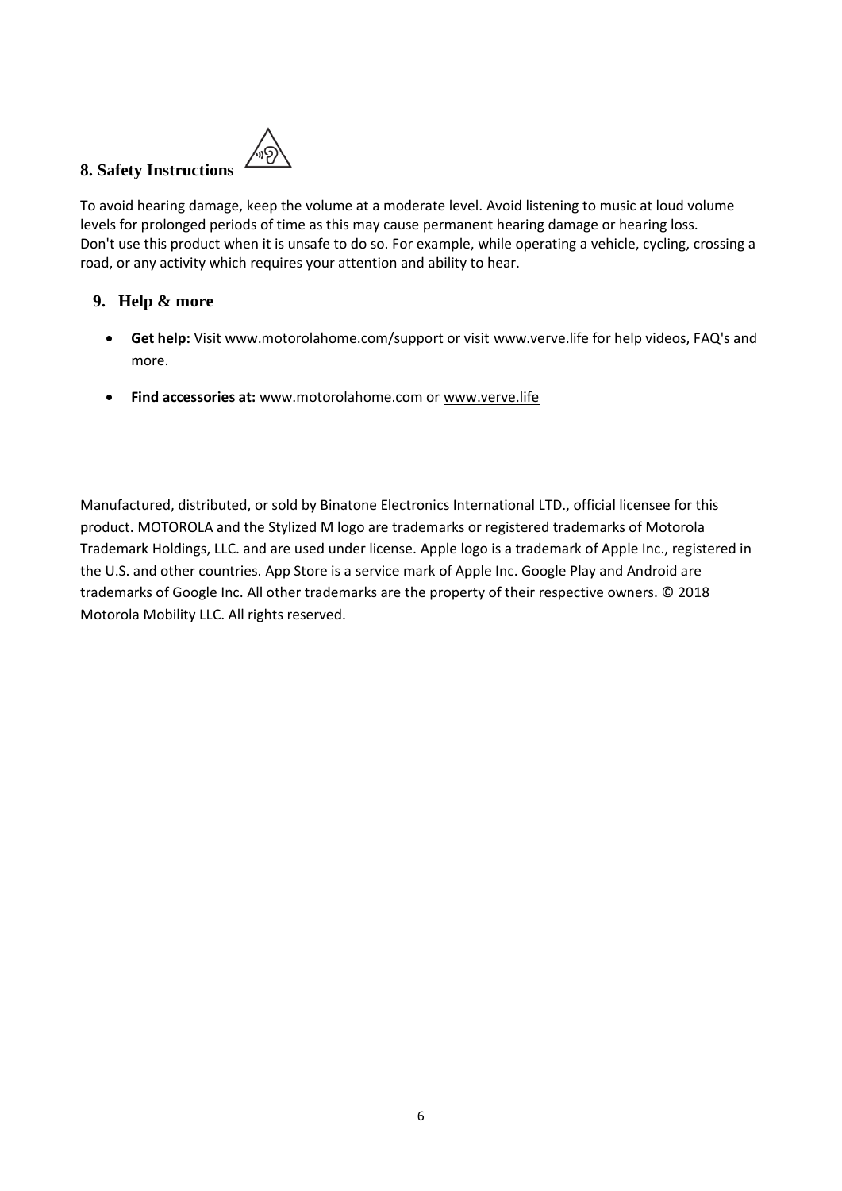## 8. Safety Instructions

To avoid hearing damage, keep the volume at a moderate level. Avoid listening to music at loud volume levels for prolonged periods of time as this may cause permanent hearing damage or hearing loss.
Don't use this product when it is unsafe to do so. For example, while operating a vehicle, cycling, crossing a road, or any activity which requires your attention and ability to hear.

## 9. Help & more

- **Get help:** Visit www.motorolahome.com/support or visit www.verve.life for help videos, FAQ's and more.
- **Find accessories at:** www.motorolahome.com or www.verve.life

Manufactured, distributed, or sold by Binatone Electronics International LTD., official licensee for this product. MOTOROLA and the Stylized M logo are trademarks or registered trademarks of Motorola Trademark Holdings, LLC. and are used under license. Apple logo is a trademark of Apple Inc., registered in the U.S. and other countries. App Store is a service mark of Apple Inc. Google Play and Android are trademarks of Google Inc. All other trademarks are the property of their respective owners. © 2018 Motorola Mobility LLC. All rights reserved.